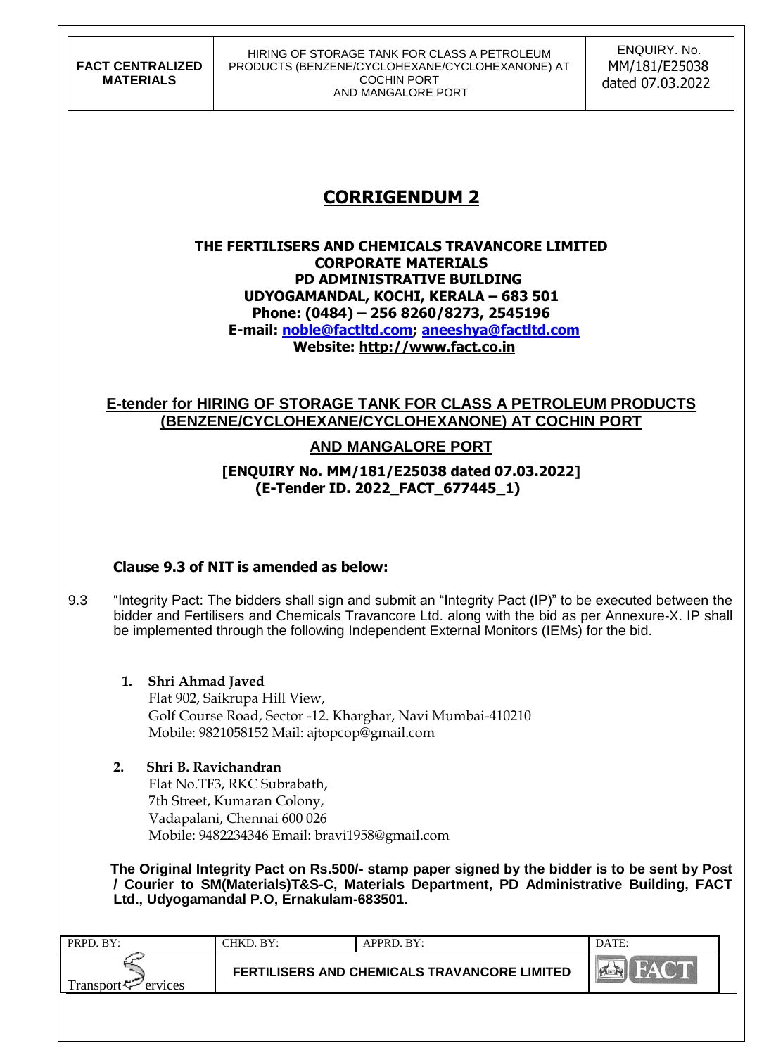# CORRIGENDUM 2

**THE FERTILISERS AND CHEMICALS TRAVANCORE LIMITED**
**CORPORATE MATERIALS**
**PD ADMINISTRATIVE BUILDING**
**UDYOGAMANDAL, KOCHI, KERALA – 683 501**
**Phone: (0484) – 256 8260/8273, 2545196**
**E-mail: noble@factltd.com; aneeshya@factltd.com**
**Website: http://www.fact.co.in**

## E-tender for HIRING OF STORAGE TANK FOR CLASS A PETROLEUM PRODUCTS (BENZENE/CYCLOHEXANE/CYCLOHEXANONE) AT COCHIN PORT AND MANGALORE PORT

**[ENQUIRY No. MM/181/E25038 dated 07.03.2022]**
**(E-Tender ID. 2022_FACT_677445_1)**

**Clause 9.3 of NIT is amended as below:**

9.3 "Integrity Pact: The bidders shall sign and submit an "Integrity Pact (IP)" to be executed between the bidder and Fertilisers and Chemicals Travancore Ltd. along with the bid as per Annexure-X. IP shall be implemented through the following Independent External Monitors (IEMs) for the bid.

1. **Shri Ahmad Javed**
   Flat 902, Saikrupa Hill View,
   Golf Course Road, Sector -12. Kharghar, Navi Mumbai-410210
   Mobile: 9821058152 Mail: ajtopcop@gmail.com

2. **Shri B. Ravichandran**
   Flat No.TF3, RKC Subrabath,
   7th Street, Kumaran Colony,
   Vadapalani, Chennai 600 026
   Mobile: 9482234346 Email: bravi1958@gmail.com

**The Original Integrity Pact on Rs.500/- stamp paper signed by the bidder is to be sent by Post / Courier to SM(Materials)T&S-C, Materials Department, PD Administrative Building, FACT Ltd., Udyogamandal P.O, Ernakulam-683501.**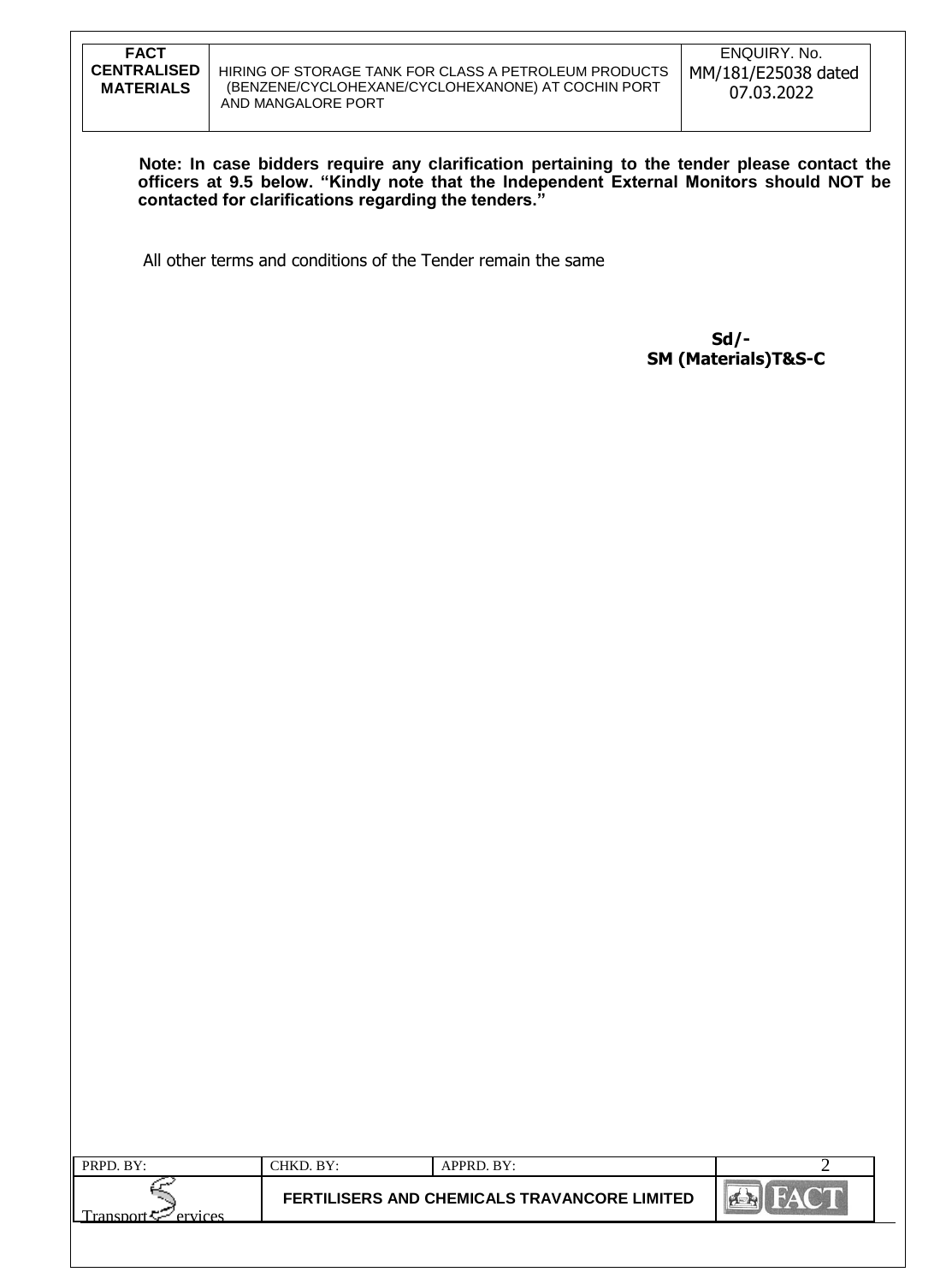**Note: In case bidders require any clarification pertaining to the tender please contact the officers at 9.5 below. "Kindly note that the Independent External Monitors should NOT be contacted for clarifications regarding the tenders."**

All other terms and conditions of the Tender remain the same

**Sd/-**
**SM (Materials)T&S-C**